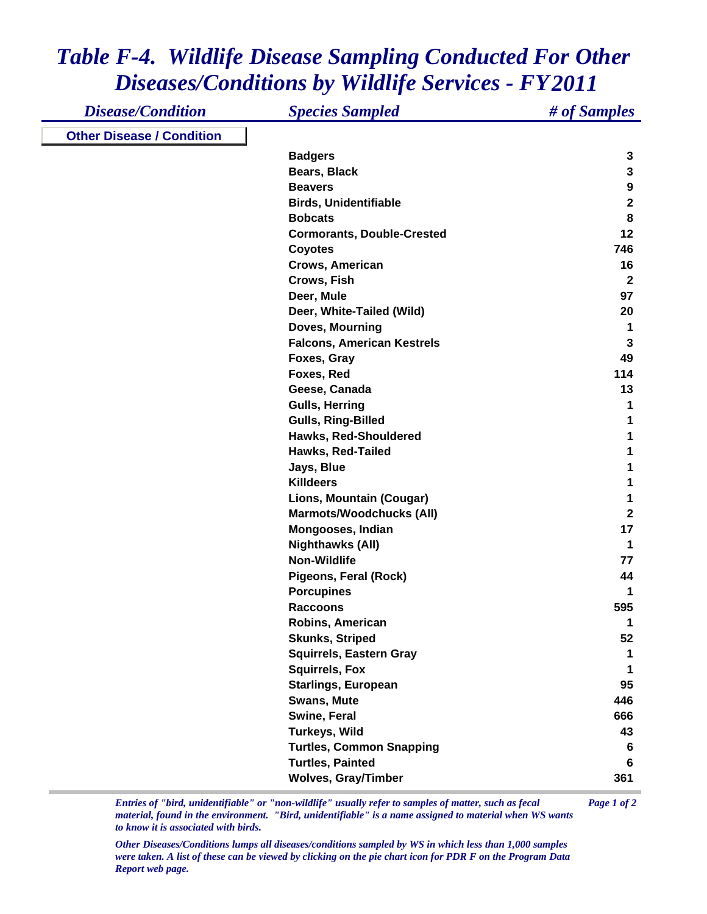# *Table F-4. Wildlife Disease Sampling Conducted For Other Diseases/Conditions by Wildlife Services - FY2011*

| *Disease/Condition* | *Species Sampled* | *# of Samples* |
|---|---|---|
| **Other Disease / Condition** | | |
| | **Badgers** | **3** |
| | **Bears, Black** | **3** |
| | **Beavers** | **9** |
| | **Birds, Unidentifiable** | **2** |
| | **Bobcats** | **8** |
| | **Cormorants, Double-Crested** | **12** |
| | **Coyotes** | **746** |
| | **Crows, American** | **16** |
| | **Crows, Fish** | **2** |
| | **Deer, Mule** | **97** |
| | **Deer, White-Tailed (Wild)** | **20** |
| | **Doves, Mourning** | **1** |
| | **Falcons, American Kestrels** | **3** |
| | **Foxes, Gray** | **49** |
| | **Foxes, Red** | **114** |
| | **Geese, Canada** | **13** |
| | **Gulls, Herring** | **1** |
| | **Gulls, Ring-Billed** | **1** |
| | **Hawks, Red-Shouldered** | **1** |
| | **Hawks, Red-Tailed** | **1** |
| | **Jays, Blue** | **1** |
| | **Killdeers** | **1** |
| | **Lions, Mountain (Cougar)** | **1** |
| | **Marmots/Woodchucks (All)** | **2** |
| | **Mongooses, Indian** | **17** |
| | **Nighthawks (All)** | **1** |
| | **Non-Wildlife** | **77** |
| | **Pigeons, Feral (Rock)** | **44** |
| | **Porcupines** | **1** |
| | **Raccoons** | **595** |
| | **Robins, American** | **1** |
| | **Skunks, Striped** | **52** |
| | **Squirrels, Eastern Gray** | **1** |
| | **Squirrels, Fox** | **1** |
| | **Starlings, European** | **95** |
| | **Swans, Mute** | **446** |
| | **Swine, Feral** | **666** |
| | **Turkeys, Wild** | **43** |
| | **Turtles, Common Snapping** | **6** |
| | **Turtles, Painted** | **6** |
| | **Wolves, Gray/Timber** | **361** |

*Entries of "bird, unidentifiable" or "non-wildlife" usually refer to samples of matter, such as fecal material, found in the environment. "Bird, unidentifiable" is a name assigned to material when WS wants to know it is associated with birds.*

*Other Diseases/Conditions lumps all diseases/conditions sampled by WS in which less than 1,000 samples were taken. A list of these can be viewed by clicking on the pie chart icon for PDR F on the Program Data Report web page.*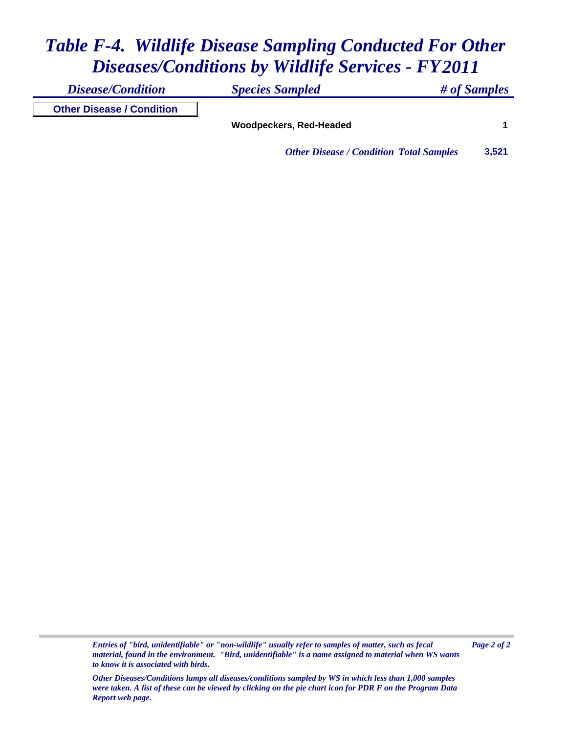# Table F-4. Wildlife Disease Sampling Conducted For Other Diseases/Conditions by Wildlife Services - FY2011

| Disease/Condition | Species Sampled | # of Samples |
|---|---|---|
| **Other Disease / Condition** | | |
| | Woodpeckers, Red-Headed | 1 |
| | *Other Disease / Condition Total Samples* | 3,521 |

*Entries of "bird, unidentifiable" or "non-wildlife" usually refer to samples of matter, such as fecal material, found in the environment. "Bird, unidentifiable" is a name assigned to material when WS wants to know it is associated with birds.*

*Other Diseases/Conditions lumps all diseases/conditions sampled by WS in which less than 1,000 samples were taken. A list of these can be viewed by clicking on the pie chart icon for PDR F on the Program Data Report web page.*